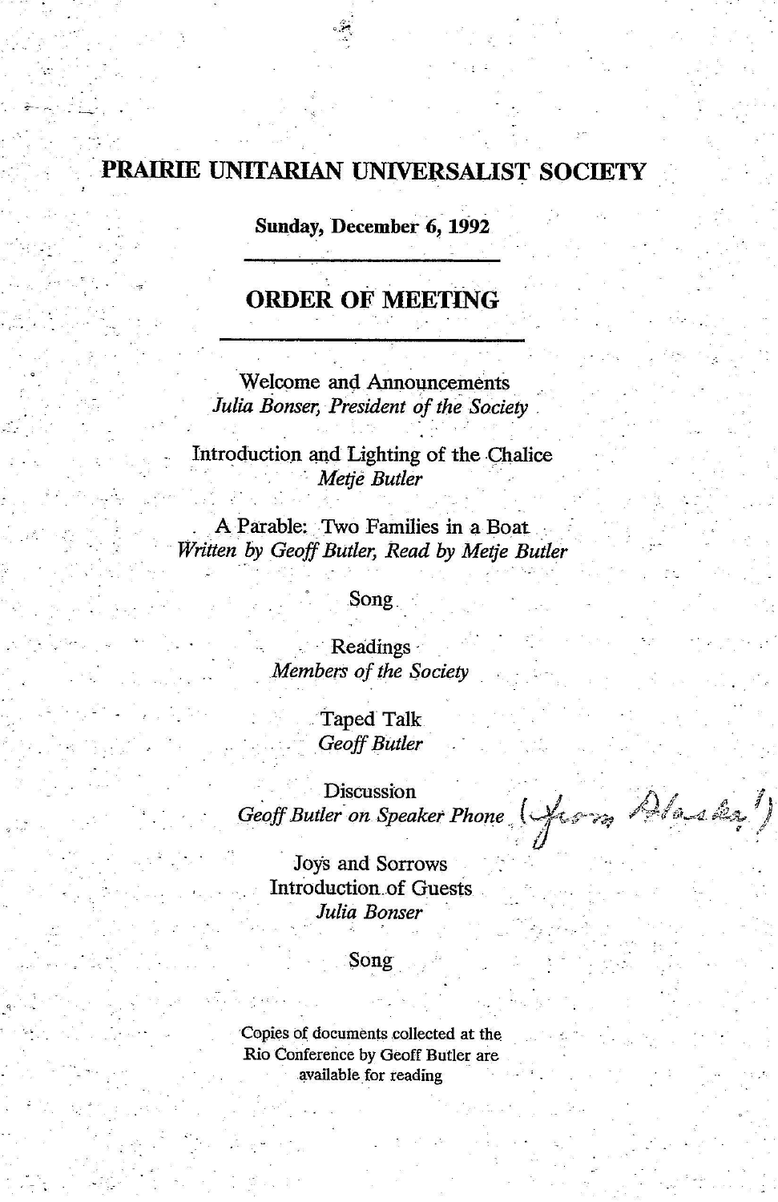# PRAIRIE UNITARIAN UNIVERSALIST SOCIETY

**Sunday, December 6, 1992**

---

## ORDER OF MEETING

---

Welcome and Announcements
*Julia Bonser, President of the Society*

Introduction and Lighting of the Chalice
*Metje Butler*

A Parable: Two Families in a Boat
*Written by Geoff Butler, Read by Metje Butler*

Song

Readings
*Members of the Society*

Taped Talk
*Geoff Butler*

Discussion
*Geoff Butler on Speaker Phone* (from Alaska!)

Joys and Sorrows
Introduction of Guests
*Julia Bonser*

Song

Copies of documents collected at the Rio Conference by Geoff Butler are available for reading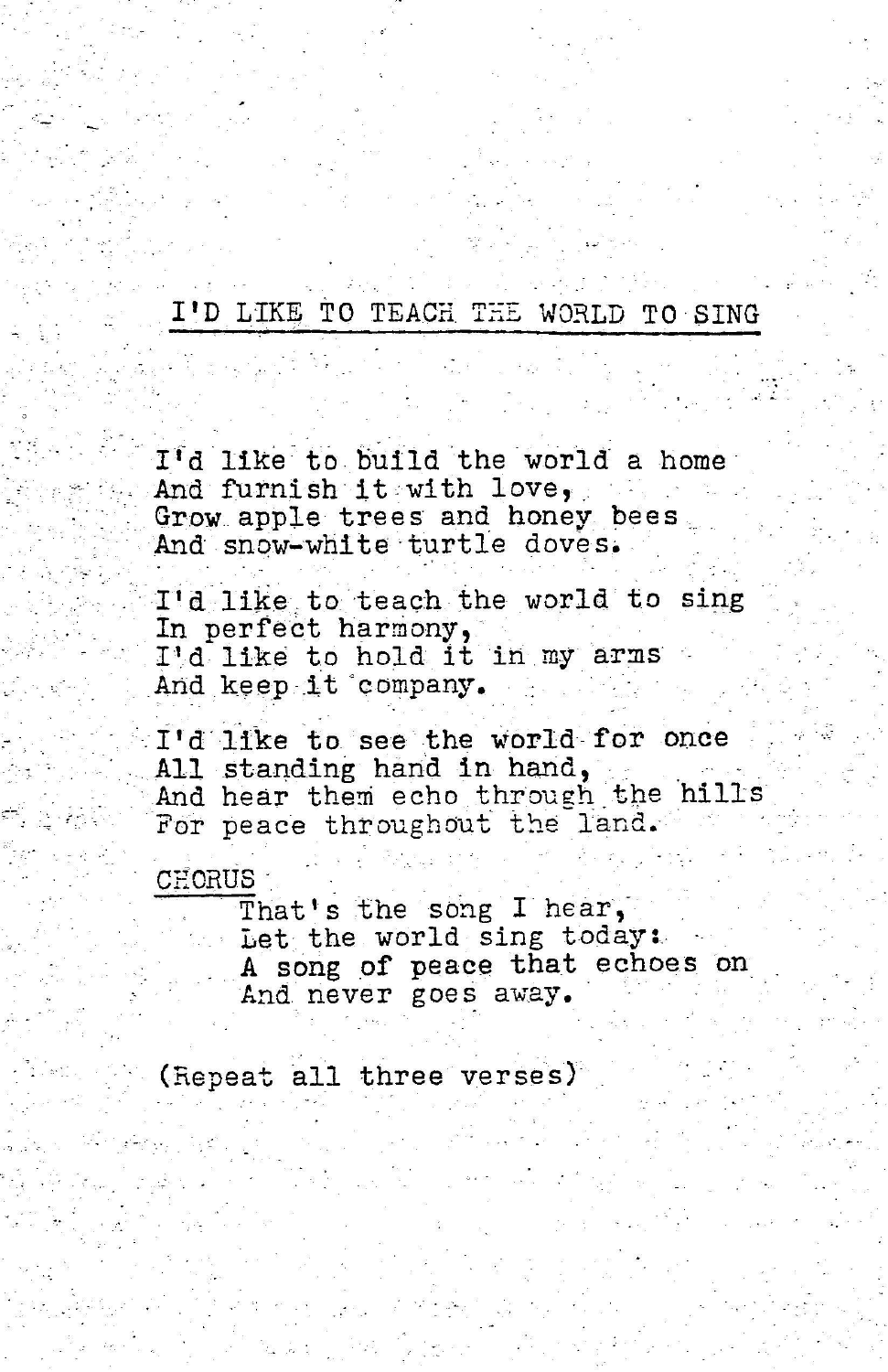## I'D LIKE TO TEACH THE WORLD TO SING

I'd like to build the world a home  
And furnish it with love,  
Grow apple trees and honey bees  
And snow-white turtle doves.

I'd like to teach the world to sing  
In perfect harmony,  
I'd like to hold it in my arms  
And keep it company.

I'd like to see the world for once  
All standing hand in hand,  
And hear them echo through the hills  
For peace throughout the land.

CHORUS

> That's the song I hear,  
> Let the world sing today:  
> A song of peace that echoes on  
> And never goes away.

(Repeat all three verses)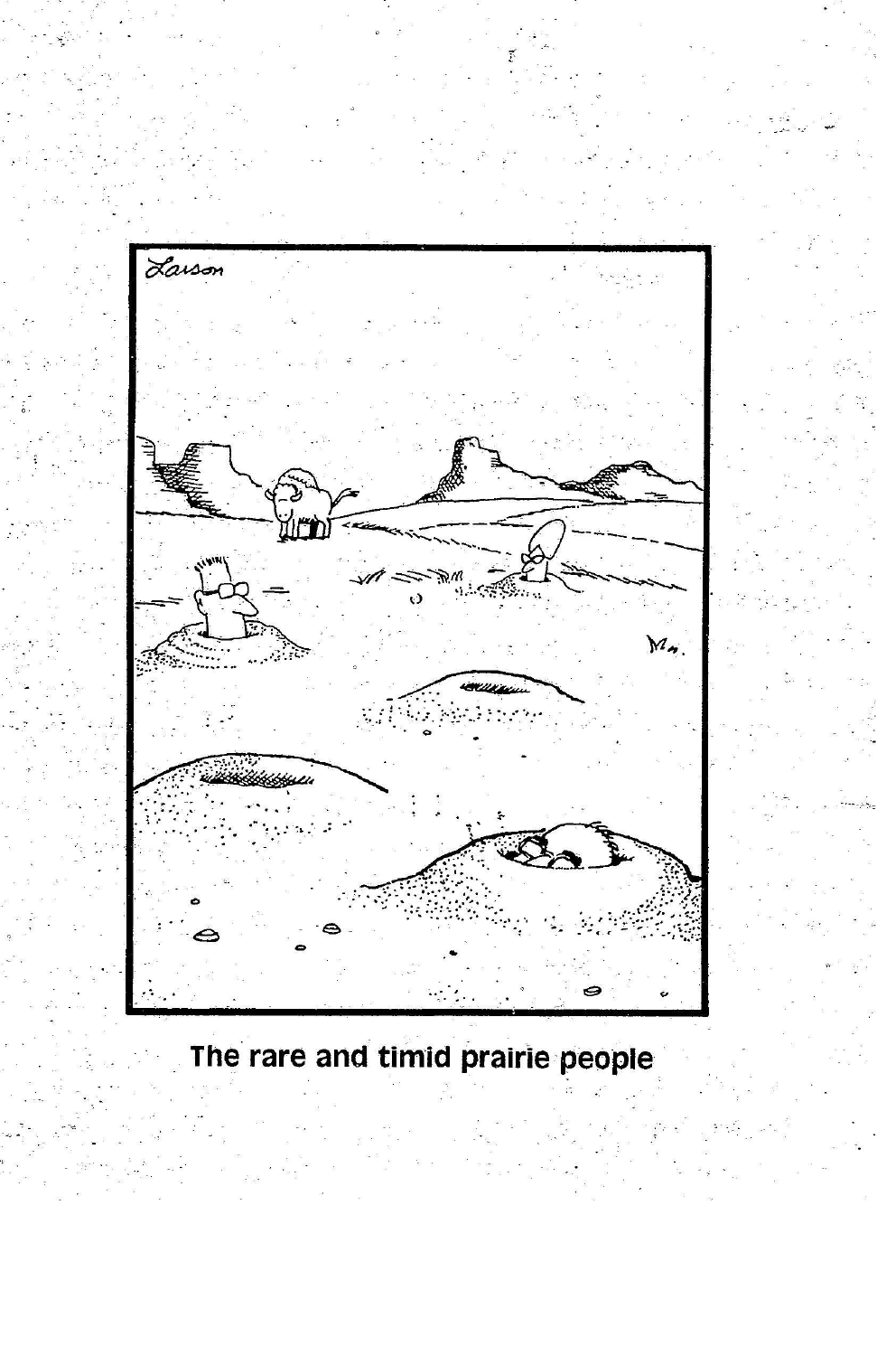The rare and timid prairie people